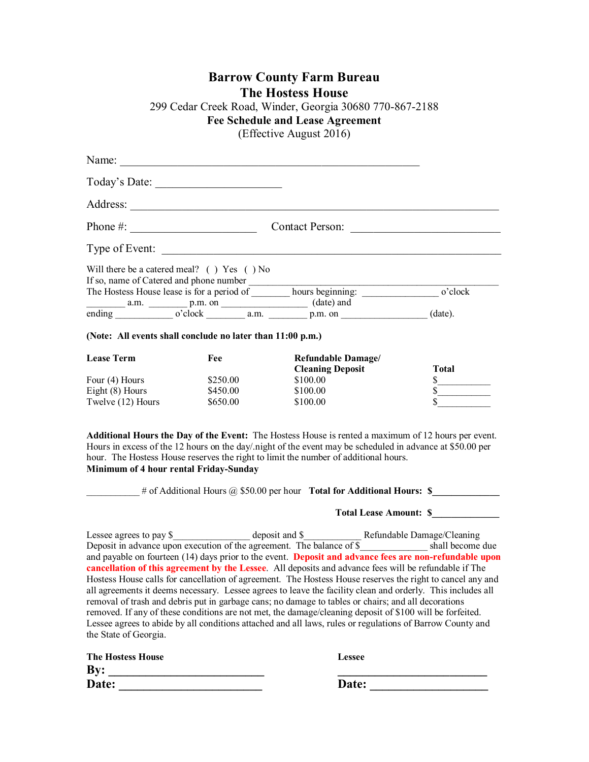# Barrow County Farm Bureau
# The Hostess House

299 Cedar Creek Road, Winder, Georgia 30680 770-867-2188

**Fee Schedule and Lease Agreement**

(Effective August 2016)

Name: ____________________________________________________

Today's Date: ______________________

Address: ________________________________________________________________

Phone #: ______________________ Contact Person: __________________________

Type of Event: _____________________________________________________________

Will there be a catered meal? ( ) Yes ( ) No
If so, name of Catered and phone number ____________________________________________________
The Hostess House lease is for a period of ________ hours beginning: _______________ o'clock ________ a.m. ________ p.m. on __________________ (date) and ending ____________ o'clock ________ a.m. ________ p.m. on __________________ (date).

**(Note: All events shall conclude no later than 11:00 p.m.)**

| **Lease Term** | **Fee** | **Refundable Damage/ Cleaning Deposit** | **Total** |
|---|---|---|---|
| Four (4) Hours | $250.00 | $100.00 | $___________ |
| Eight (8) Hours | $450.00 | $100.00 | $___________ |
| Twelve (12) Hours | $650.00 | $100.00 | $___________ |

**Additional Hours the Day of the Event:** The Hostess House is rented a maximum of 12 hours per event. Hours in excess of the 12 hours on the day/.night of the event may be scheduled in advance at $50.00 per hour. The Hostess House reserves the right to limit the number of additional hours.
**Minimum of 4 hour rental Friday-Sunday**

___________ # of Additional Hours @ $50.00 per hour **Total for Additional Hours: $______________**

**Total Lease Amount: $______________**

Lessee agrees to pay $________________ deposit and $____________ Refundable Damage/Cleaning Deposit in advance upon execution of the agreement. The balance of $______________ shall become due and payable on fourteen (14) days prior to the event. **Deposit and advance fees are non-refundable upon cancellation of this agreement by the Lessee**. All deposits and advance fees will be refundable if The Hostess House calls for cancellation of agreement. The Hostess House reserves the right to cancel any and all agreements it deems necessary. Lessee agrees to leave the facility clean and orderly. This includes all removal of trash and debris put in garbage cans; no damage to tables or chairs; and all decorations removed. If any of these conditions are not met, the damage/cleaning deposit of $100 will be forfeited. Lessee agrees to abide by all conditions attached and all laws, rules or regulations of Barrow County and the State of Georgia.

**The Hostess House**
**By: ___________________________**
**Date: _________________________**

**Lessee**
**___________________________**
**Date: _____________________**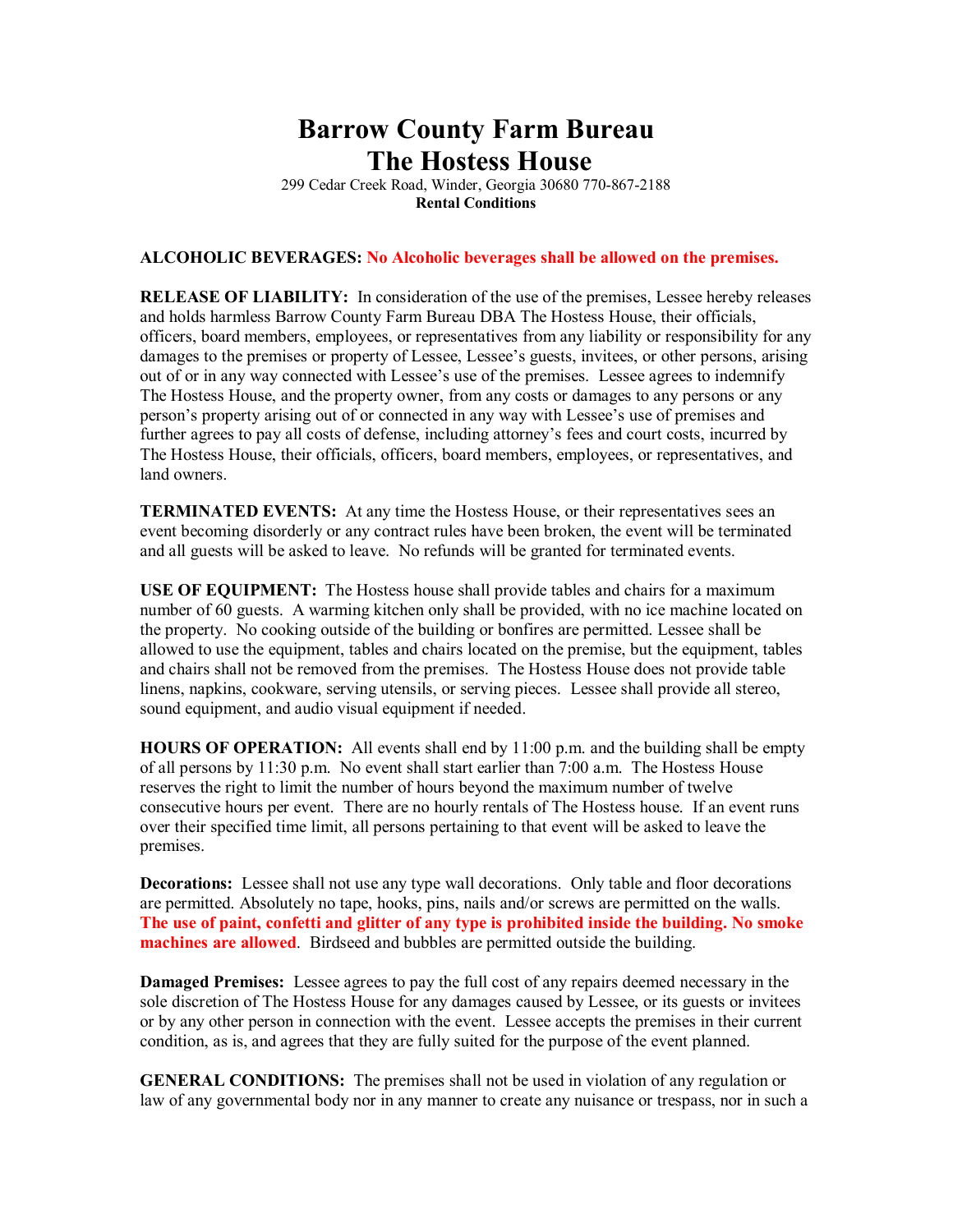# Barrow County Farm Bureau
# The Hostess House

299 Cedar Creek Road, Winder, Georgia 30680 770-867-2188

**Rental Conditions**

**ALCOHOLIC BEVERAGES: No Alcoholic beverages shall be allowed on the premises.**

**RELEASE OF LIABILITY:** In consideration of the use of the premises, Lessee hereby releases and holds harmless Barrow County Farm Bureau DBA The Hostess House, their officials, officers, board members, employees, or representatives from any liability or responsibility for any damages to the premises or property of Lessee, Lessee's guests, invitees, or other persons, arising out of or in any way connected with Lessee's use of the premises. Lessee agrees to indemnify The Hostess House, and the property owner, from any costs or damages to any persons or any person's property arising out of or connected in any way with Lessee's use of premises and further agrees to pay all costs of defense, including attorney's fees and court costs, incurred by The Hostess House, their officials, officers, board members, employees, or representatives, and land owners.

**TERMINATED EVENTS:** At any time the Hostess House, or their representatives sees an event becoming disorderly or any contract rules have been broken, the event will be terminated and all guests will be asked to leave. No refunds will be granted for terminated events.

**USE OF EQUIPMENT:** The Hostess house shall provide tables and chairs for a maximum number of 60 guests. A warming kitchen only shall be provided, with no ice machine located on the property. No cooking outside of the building or bonfires are permitted. Lessee shall be allowed to use the equipment, tables and chairs located on the premise, but the equipment, tables and chairs shall not be removed from the premises. The Hostess House does not provide table linens, napkins, cookware, serving utensils, or serving pieces. Lessee shall provide all stereo, sound equipment, and audio visual equipment if needed.

**HOURS OF OPERATION:** All events shall end by 11:00 p.m. and the building shall be empty of all persons by 11:30 p.m. No event shall start earlier than 7:00 a.m. The Hostess House reserves the right to limit the number of hours beyond the maximum number of twelve consecutive hours per event. There are no hourly rentals of The Hostess house. If an event runs over their specified time limit, all persons pertaining to that event will be asked to leave the premises.

**Decorations:** Lessee shall not use any type wall decorations. Only table and floor decorations are permitted. Absolutely no tape, hooks, pins, nails and/or screws are permitted on the walls. **The use of paint, confetti and glitter of any type is prohibited inside the building. No smoke machines are allowed**. Birdseed and bubbles are permitted outside the building.

**Damaged Premises:** Lessee agrees to pay the full cost of any repairs deemed necessary in the sole discretion of The Hostess House for any damages caused by Lessee, or its guests or invitees or by any other person in connection with the event. Lessee accepts the premises in their current condition, as is, and agrees that they are fully suited for the purpose of the event planned.

**GENERAL CONDITIONS:** The premises shall not be used in violation of any regulation or law of any governmental body nor in any manner to create any nuisance or trespass, nor in such a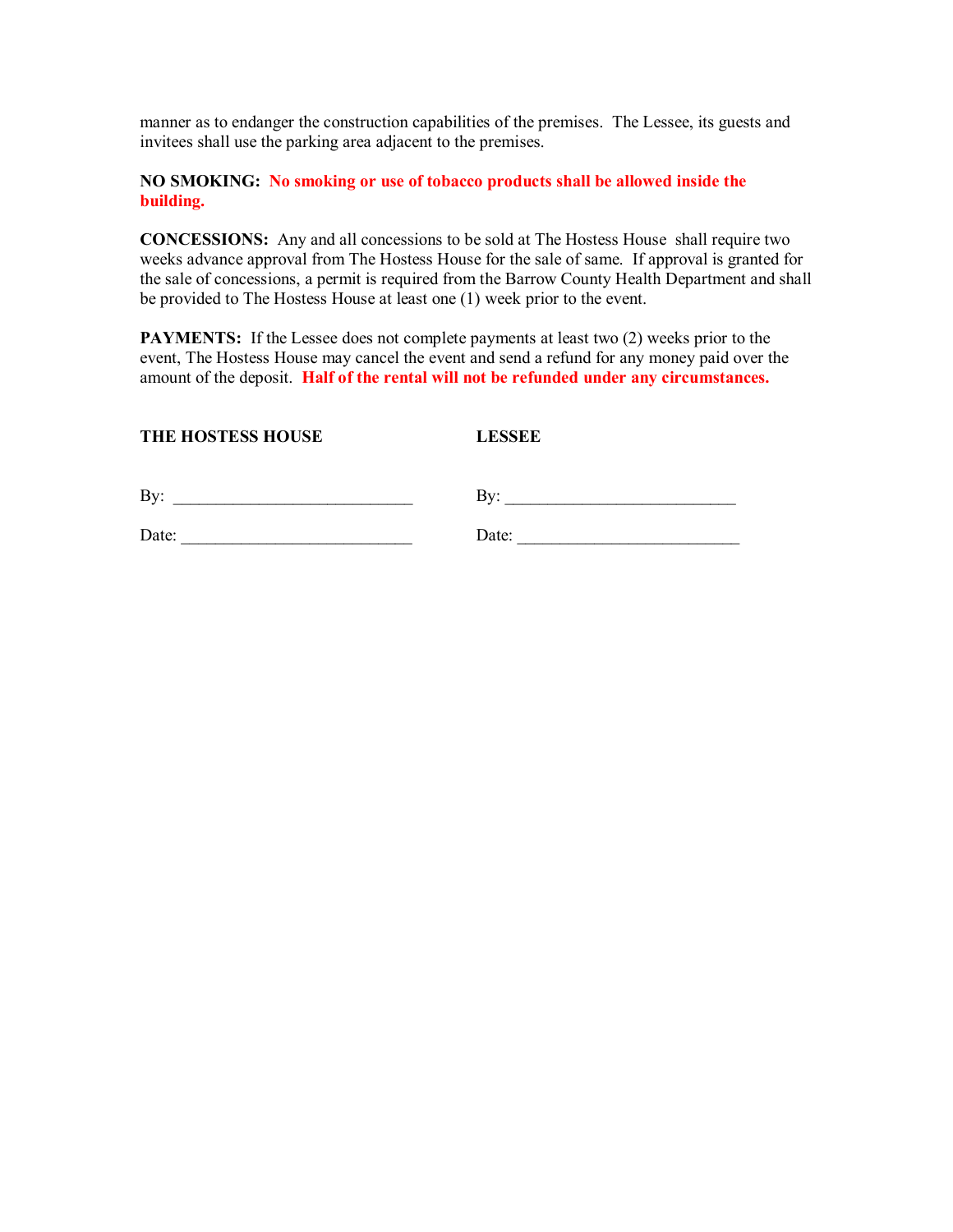manner as to endanger the construction capabilities of the premises. The Lessee, its guests and invitees shall use the parking area adjacent to the premises.

**NO SMOKING:** **No smoking or use of tobacco products shall be allowed inside the building.**

**CONCESSIONS:** Any and all concessions to be sold at The Hostess House shall require two weeks advance approval from The Hostess House for the sale of same. If approval is granted for the sale of concessions, a permit is required from the Barrow County Health Department and shall be provided to The Hostess House at least one (1) week prior to the event.

**PAYMENTS:** If the Lessee does not complete payments at least two (2) weeks prior to the event, The Hostess House may cancel the event and send a refund for any money paid over the amount of the deposit. **Half of the rental will not be refunded under any circumstances.**

| **THE HOSTESS HOUSE** | **LESSEE** |
|---|---|
| By: ____________________________ | By: ___________________________ |
| Date: ___________________________ | Date: __________________________ |